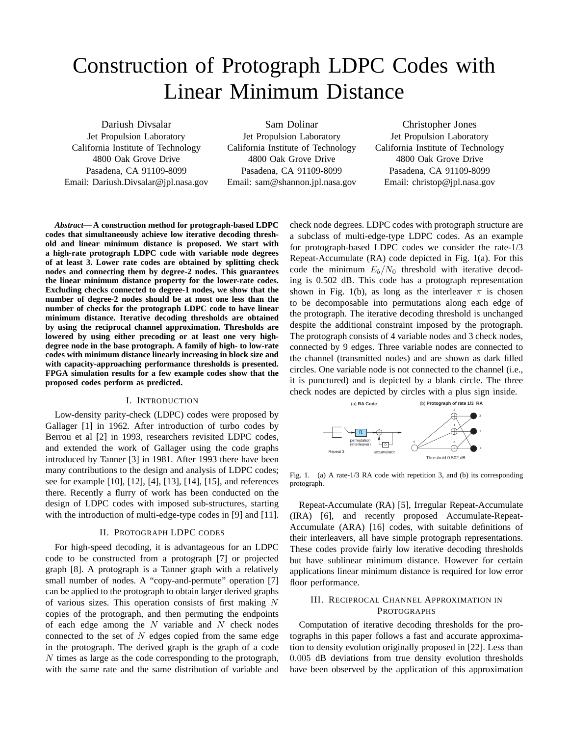# Construction of Protograph LDPC Codes with Linear Minimum Distance

Dariush Divsalar
Jet Propulsion Laboratory
California Institute of Technology
4800 Oak Grove Drive
Pasadena, CA 91109-8099
Email: Dariush.Divsalar@jpl.nasa.gov

Sam Dolinar
Jet Propulsion Laboratory
California Institute of Technology
4800 Oak Grove Drive
Pasadena, CA 91109-8099
Email: sam@shannon.jpl.nasa.gov

Christopher Jones
Jet Propulsion Laboratory
California Institute of Technology
4800 Oak Grove Drive
Pasadena, CA 91109-8099
Email: christop@jpl.nasa.gov

***Abstract*— A construction method for protograph-based LDPC codes that simultaneously achieve low iterative decoding threshold and linear minimum distance is proposed. We start with a high-rate protograph LDPC code with variable node degrees of at least 3. Lower rate codes are obtained by splitting check nodes and connecting them by degree-2 nodes. This guarantees the linear minimum distance property for the lower-rate codes. Excluding checks connected to degree-1 nodes, we show that the number of degree-2 nodes should be at most one less than the number of checks for the protograph LDPC code to have linear minimum distance. Iterative decoding thresholds are obtained by using the reciprocal channel approximation. Thresholds are lowered by using either precoding or at least one very high-degree node in the base protograph. A family of high- to low-rate codes with minimum distance linearly increasing in block size and with capacity-approaching performance thresholds is presented. FPGA simulation results for a few example codes show that the proposed codes perform as predicted.**

## I. Introduction

Low-density parity-check (LDPC) codes were proposed by Gallager [1] in 1962. After introduction of turbo codes by Berrou et al [2] in 1993, researchers revisited LDPC codes, and extended the work of Gallager using the code graphs introduced by Tanner [3] in 1981. After 1993 there have been many contributions to the design and analysis of LDPC codes; see for example [10], [12], [4], [13], [14], [15], and references there. Recently a flurry of work has been conducted on the design of LDPC codes with imposed sub-structures, starting with the introduction of multi-edge-type codes in [9] and [11].

## II. Protograph LDPC codes

For high-speed decoding, it is advantageous for an LDPC code to be constructed from a protograph [7] or projected graph [8]. A protograph is a Tanner graph with a relatively small number of nodes. A "copy-and-permute" operation [7] can be applied to the protograph to obtain larger derived graphs of various sizes. This operation consists of first making $N$ copies of the protograph, and then permuting the endpoints of each edge among the $N$ variable and $N$ check nodes connected to the set of $N$ edges copied from the same edge in the protograph. The derived graph is the graph of a code $N$ times as large as the code corresponding to the protograph, with the same rate and the same distribution of variable and check node degrees. LDPC codes with protograph structure are a subclass of multi-edge-type LDPC codes. As an example for protograph-based LDPC codes we consider the rate-1/3 Repeat-Accumulate (RA) code depicted in Fig. 1(a). For this code the minimum $E_b/N_0$ threshold with iterative decoding is 0.502 dB. This code has a protograph representation shown in Fig. 1(b), as long as the interleaver $\pi$ is chosen to be decomposable into permutations along each edge of the protograph. The iterative decoding threshold is unchanged despite the additional constraint imposed by the protograph. The protograph consists of 4 variable nodes and 3 check nodes, connected by 9 edges. Three variable nodes are connected to the channel (transmitted nodes) and are shown as dark filled circles. One variable node is not connected to the channel (i.e., it is punctured) and is depicted by a blank circle. The three check nodes are depicted by circles with a plus sign inside.

(a) RA Code
Repeat 3
π
permutation (interleaver)
D
accumulator

(b) Protograph of rate 1/3 RA
Threshold 0.502 dB

Fig. 1. (a) A rate-1/3 RA code with repetition 3, and (b) its corresponding protograph.

Repeat-Accumulate (RA) [5], Irregular Repeat-Accumulate (IRA) [6], and recently proposed Accumulate-Repeat-Accumulate (ARA) [16] codes, with suitable definitions of their interleavers, all have simple protograph representations. These codes provide fairly low iterative decoding thresholds but have sublinear minimum distance. However for certain applications linear minimum distance is required for low error floor performance.

## III. Reciprocal Channel Approximation in Protographs

Computation of iterative decoding thresholds for the protographs in this paper follows a fast and accurate approximation to density evolution originally proposed in [22]. Less than $0.005$ dB deviations from true density evolution thresholds have been observed by the application of this approximation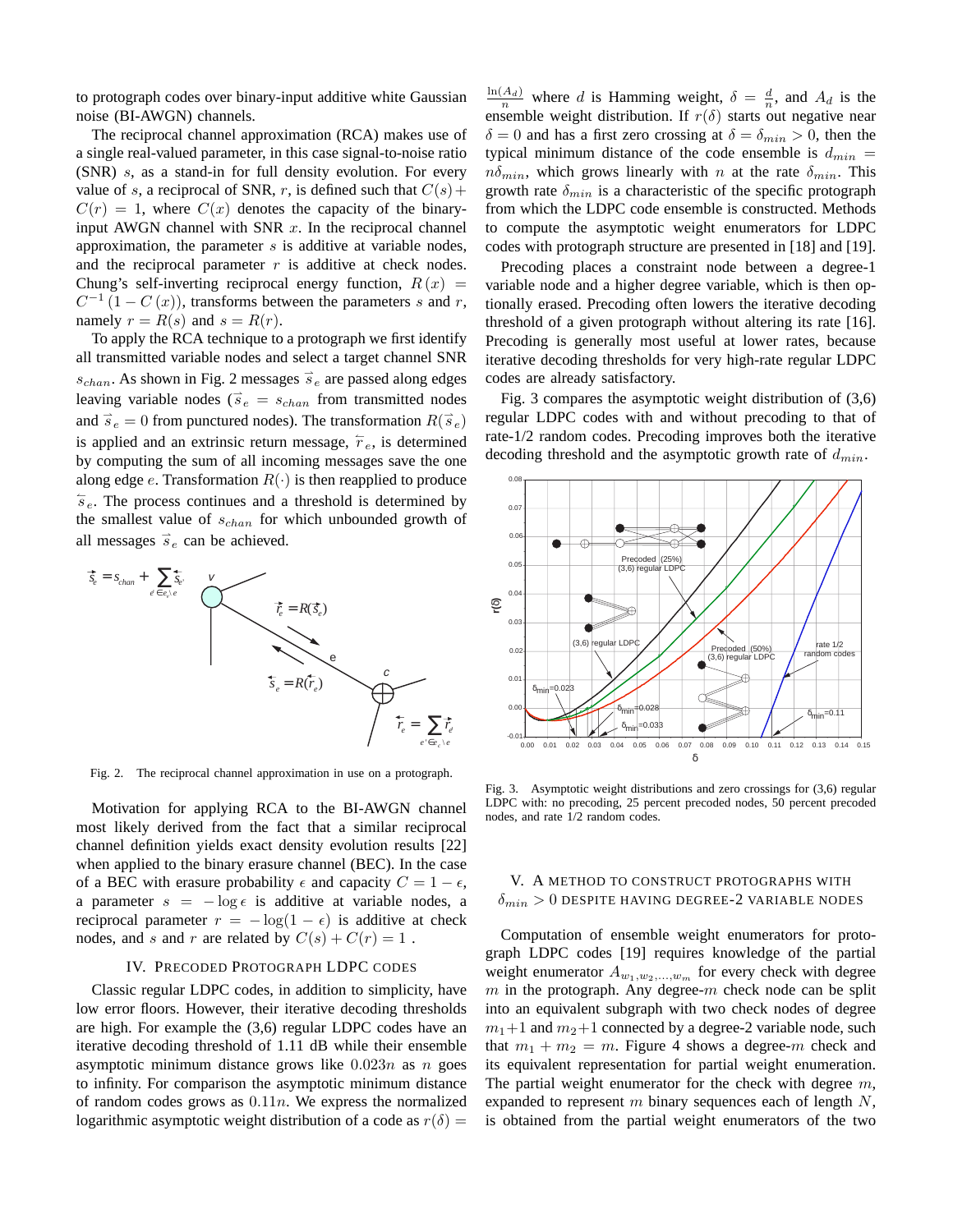to protograph codes over binary-input additive white Gaussian noise (BI-AWGN) channels.

The reciprocal channel approximation (RCA) makes use of a single real-valued parameter, in this case signal-to-noise ratio (SNR) $s$, as a stand-in for full density evolution. For every value of $s$, a reciprocal of SNR, $r$, is defined such that $C(s) + C(r) = 1$, where $C(x)$ denotes the capacity of the binary-input AWGN channel with SNR $x$. In the reciprocal channel approximation, the parameter $s$ is additive at variable nodes, and the reciprocal parameter $r$ is additive at check nodes. Chung's self-inverting reciprocal energy function, $R(x) = C^{-1}(1 - C(x))$, transforms between the parameters $s$ and $r$, namely $r = R(s)$ and $s = R(r)$.

To apply the RCA technique to a protograph we first identify all transmitted variable nodes and select a target channel SNR $s_{chan}$. As shown in Fig. 2 messages $\vec{s}_e$ are passed along edges leaving variable nodes ($\vec{s}_e = s_{chan}$ from transmitted nodes and $\vec{s}_e = 0$ from punctured nodes). The transformation $R(\vec{s}_e)$ is applied and an extrinsic return message, $\overleftarrow{r}_e$, is determined by computing the sum of all incoming messages save the one along edge $e$. Transformation $R(\cdot)$ is then reapplied to produce $\overleftarrow{s}_e$. The process continues and a threshold is determined by the smallest value of $s_{chan}$ for which unbounded growth of all messages $\vec{s}_e$ can be achieved.

$\vec{s}_e = s_{chan} + \sum_{e' \in e_v \setminus e} \overleftarrow{s}_{e'}$

v

$\vec{r}_e = R(\vec{s}_e)$

e

$\overleftarrow{s}_e = R(\overleftarrow{r}_e)$

c

$\overleftarrow{r}_e = \sum_{e' \in e_c \setminus e} \vec{r}_{e'}$

Fig. 2. The reciprocal channel approximation in use on a protograph.

Motivation for applying RCA to the BI-AWGN channel most likely derived from the fact that a similar reciprocal channel definition yields exact density evolution results [22] when applied to the binary erasure channel (BEC). In the case of a BEC with erasure probability $\epsilon$ and capacity $C = 1 - \epsilon$, a parameter $s = -\log \epsilon$ is additive at variable nodes, a reciprocal parameter $r = -\log(1 - \epsilon)$ is additive at check nodes, and $s$ and $r$ are related by $C(s) + C(r) = 1$ .

## IV. Precoded Protograph LDPC Codes

Classic regular LDPC codes, in addition to simplicity, have low error floors. However, their iterative decoding thresholds are high. For example the (3,6) regular LDPC codes have an iterative decoding threshold of 1.11 dB while their ensemble asymptotic minimum distance grows like $0.023n$ as $n$ goes to infinity. For comparison the asymptotic minimum distance of random codes grows as $0.11n$. We express the normalized logarithmic asymptotic weight distribution of a code as $r(\delta) = \frac{\ln(A_d)}{n}$ where $d$ is Hamming weight, $\delta = \frac{d}{n}$, and $A_d$ is the ensemble weight distribution. If $r(\delta)$ starts out negative near $\delta = 0$ and has a first zero crossing at $\delta = \delta_{min} > 0$, then the typical minimum distance of the code ensemble is $d_{min} = n\delta_{min}$, which grows linearly with $n$ at the rate $\delta_{min}$. This growth rate $\delta_{min}$ is a characteristic of the specific protograph from which the LDPC code ensemble is constructed. Methods to compute the asymptotic weight enumerators for LDPC codes with protograph structure are presented in [18] and [19].

Precoding places a constraint node between a degree-1 variable node and a higher degree variable, which is then optionally erased. Precoding often lowers the iterative decoding threshold of a given protograph without altering its rate [16]. Precoding is generally most useful at lower rates, because iterative decoding thresholds for very high-rate regular LDPC codes are already satisfactory.

Fig. 3 compares the asymptotic weight distribution of (3,6) regular LDPC codes with and without precoding to that of rate-1/2 random codes. Precoding improves both the iterative decoding threshold and the asymptotic growth rate of $d_{min}$.

r(δ)

δ

0.08, 0.07, 0.06, 0.05, 0.04, 0.03, 0.02, 0.01, 0.00, -0.01

0.00 0.01 0.02 0.03 0.04 0.05 0.06 0.07 0.08 0.09 0.10 0.11 0.12 0.13 0.14 0.15

Precoded (25%) (3,6) regular LDPC

(3,6) regular LDPC

Precoded (50%) (3,6) regular LDPC

rate 1/2 random codes

$\delta_{min}$=0.023

$\delta_{min}$=0.028

$\delta_{min}$=0.033

$\delta_{min}$=0.11

Fig. 3. Asymptotic weight distributions and zero crossings for (3,6) regular LDPC with: no precoding, 25 percent precoded nodes, 50 percent precoded nodes, and rate 1/2 random codes.

## V. A Method to Construct Protographs with $\delta_{min} > 0$ Despite Having Degree-2 Variable Nodes

Computation of ensemble weight enumerators for protograph LDPC codes [19] requires knowledge of the partial weight enumerator $A_{w_1, w_2, \ldots, w_m}$ for every check with degree $m$ in the protograph. Any degree-$m$ check node can be split into an equivalent subgraph with two check nodes of degree $m_1$+1 and $m_2$+1 connected by a degree-2 variable node, such that $m_1 + m_2 = m$. Figure 4 shows a degree-$m$ check and its equivalent representation for partial weight enumeration. The partial weight enumerator for the check with degree $m$, expanded to represent $m$ binary sequences each of length $N$, is obtained from the partial weight enumerators of the two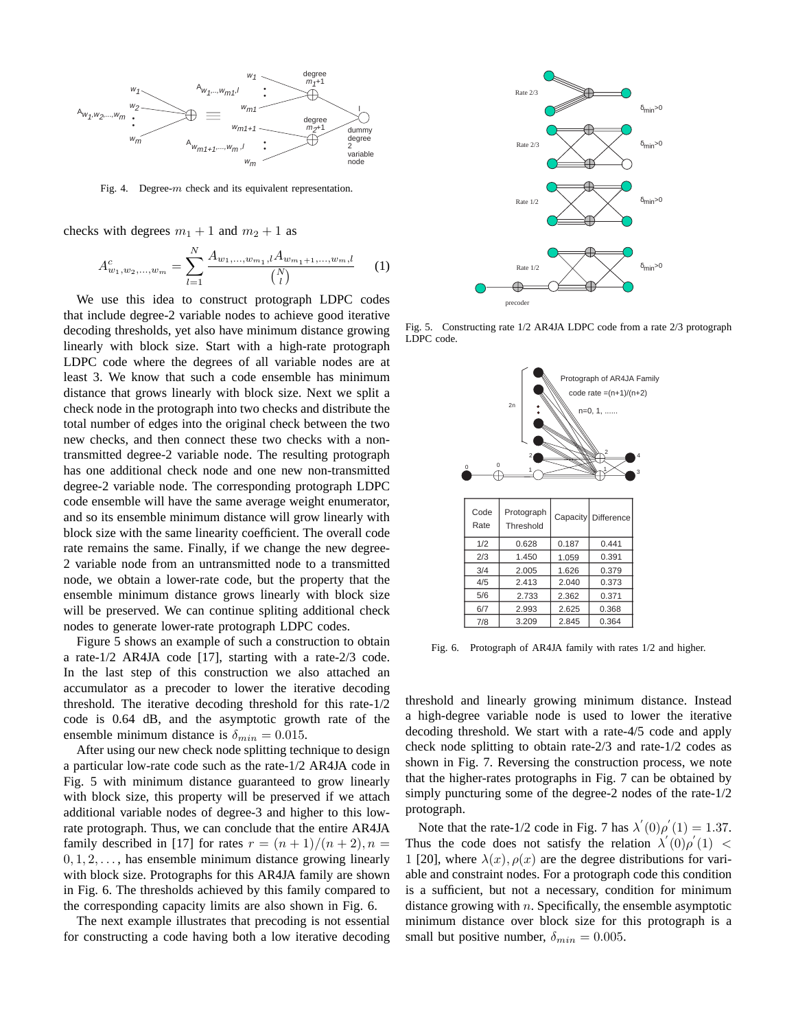$A_{w_1,w_2,\ldots,w_m}$ $w_1$ $w_2$ $w_m$ $\equiv$ $A_{w_1,\ldots,w_{m1},l}$ $w_1$ $w_{m1}$ degree $m_1$+1 $l$ $w_{m1+1}$ degree $m_2$+1 dummy degree 2 variable node $A_{w_{m1+1},\ldots,w_m,l}$ $w_m$

Fig. 4. Degree-$m$ check and its equivalent representation.

checks with degrees $m_1+1$ and $m_2+1$ as

$$A^c_{w_1,w_2,\ldots,w_m} = \sum_{l=1}^{N} \frac{A_{w_1,\ldots,w_{m_1},l} A_{w_{m_1+1},\ldots,w_m,l}}{\binom{N}{l}} \quad (1)$$

We use this idea to construct protograph LDPC codes that include degree-2 variable nodes to achieve good iterative decoding thresholds, yet also have minimum distance growing linearly with block size. Start with a high-rate protograph LDPC code where the degrees of all variable nodes are at least 3. We know that such a code ensemble has minimum distance that grows linearly with block size. Next we split a check node in the protograph into two checks and distribute the total number of edges into the original check between the two new checks, and then connect these two checks with a non-transmitted degree-2 variable node. The resulting protograph has one additional check node and one new non-transmitted degree-2 variable node. The corresponding protograph LDPC code ensemble will have the same average weight enumerator, and so its ensemble minimum distance will grow linearly with block size with the same linearity coefficient. The overall code rate remains the same. Finally, if we change the new degree-2 variable node from an untransmitted node to a transmitted node, we obtain a lower-rate code, but the property that the ensemble minimum distance grows linearly with block size will be preserved. We can continue spliting additional check nodes to generate lower-rate protograph LDPC codes.

Figure 5 shows an example of such a construction to obtain a rate-1/2 AR4JA code [17], starting with a rate-2/3 code. In the last step of this construction we also attached an accumulator as a precoder to lower the iterative decoding threshold. The iterative decoding threshold for this rate-1/2 code is 0.64 dB, and the asymptotic growth rate of the ensemble minimum distance is $\delta_{min} = 0.015$.

After using our new check node splitting technique to design a particular low-rate code such as the rate-1/2 AR4JA code in Fig. 5 with minimum distance guaranteed to grow linearly with block size, this property will be preserved if we attach additional variable nodes of degree-3 and higher to this low-rate protograph. Thus, we can conclude that the entire AR4JA family described in [17] for rates $r = (n+1)/(n+2), n = 0, 1, 2, \ldots$, has ensemble minimum distance growing linearly with block size. Protographs for this AR4JA family are shown in Fig. 6. The thresholds achieved by this family compared to the corresponding capacity limits are also shown in Fig. 6.

The next example illustrates that precoding is not essential for constructing a code having both a low iterative decoding threshold and linearly growing minimum distance. Instead a high-degree variable node is used to lower the iterative decoding threshold. We start with a rate-4/5 code and apply check node splitting to obtain rate-2/3 and rate-1/2 codes as shown in Fig. 7. Reversing the construction process, we note that the higher-rates protographs in Fig. 7 can be obtained by simply puncturing some of the degree-2 nodes of the rate-1/2 protograph.

Note that the rate-1/2 code in Fig. 7 has $\lambda'(0)\rho'(1) = 1.37$. Thus the code does not satisfy the relation $\lambda'(0)\rho'(1) < 1$ [20], where $\lambda(x), \rho(x)$ are the degree distributions for variable and constraint nodes. For a protograph code this condition is a sufficient, but not a necessary, condition for minimum distance growing with $n$. Specifically, the ensemble asymptotic minimum distance over block size for this protograph is a small but positive number, $\delta_{min} = 0.005$.

Rate 2/3 $\delta_{min}$>0

Rate 2/3 $\delta_{min}$>0

Rate 1/2 $\delta_{min}$>0

Rate 1/2 $\delta_{min}$>0

precoder

Fig. 5. Constructing rate 1/2 AR4JA LDPC code from a rate 2/3 protograph LDPC code.

Protograph of AR4JA Family

code rate =(n+1)/(n+2)

n=0, 1, ......

2n

0 0 2 1 2 1 4 3

| Code Rate | Protograph Threshold | Capacity | Difference |
|---|---|---|---|
| 1/2 | 0.628 | 0.187 | 0.441 |
| 2/3 | 1.450 | 1.059 | 0.391 |
| 3/4 | 2.005 | 1.626 | 0.379 |
| 4/5 | 2.413 | 2.040 | 0.373 |
| 5/6 | 2.733 | 2.362 | 0.371 |
| 6/7 | 2.993 | 2.625 | 0.368 |
| 7/8 | 3.209 | 2.845 | 0.364 |

Fig. 6. Protograph of AR4JA family with rates 1/2 and higher.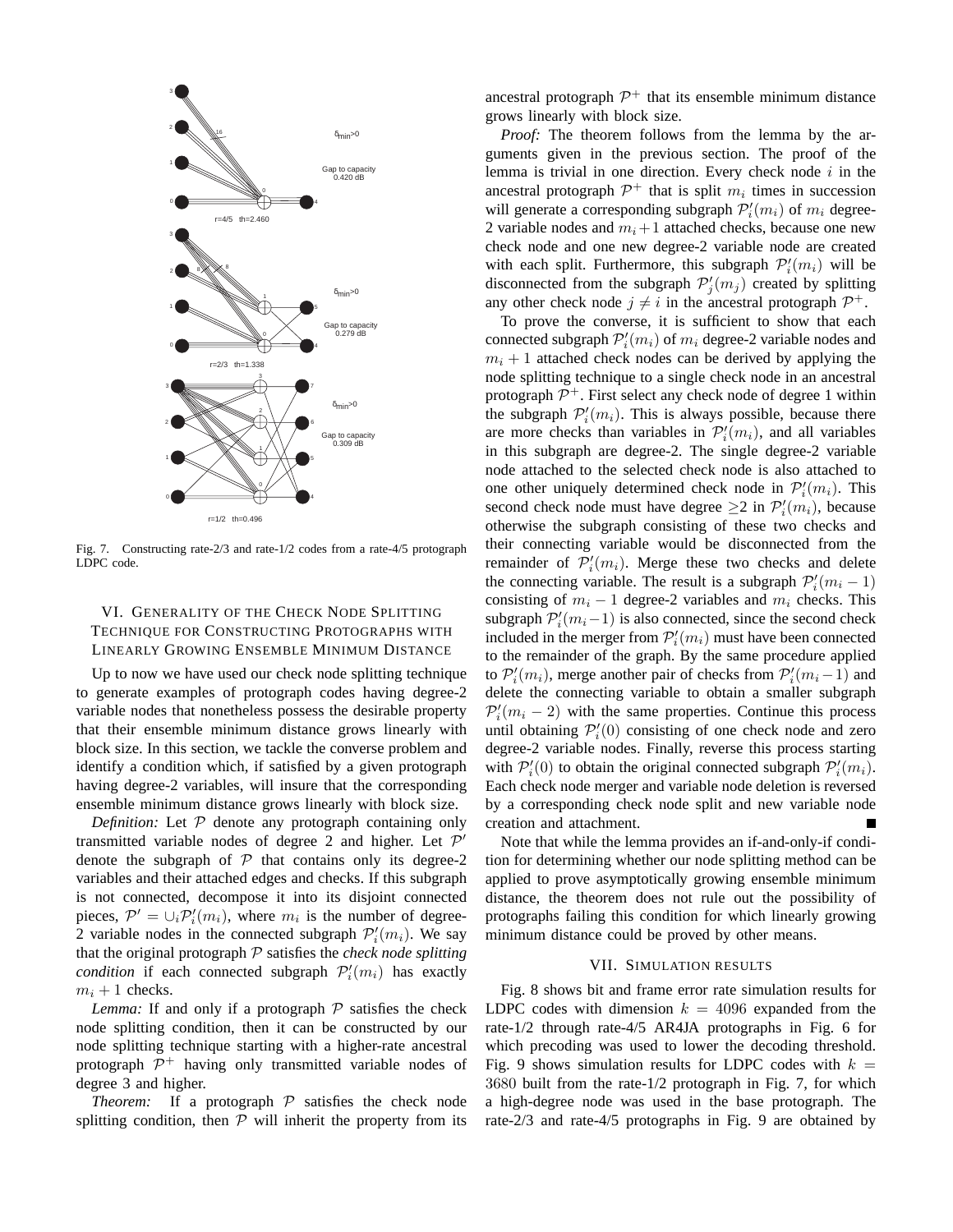3

2

16

1

0

0

4

δmin>0

Gap to capacity 0.420 dB

r=4/5 th=2.460

3

2

8

8

1

1

5

0

0

4

δmin>0

Gap to capacity 0.279 dB

r=2/3 th=1.338

3

3

7

2

2

6

1

1

5

0

0

4

δmin>0

Gap to capacity 0.309 dB

r=1/2 th=0.496

Fig. 7. Constructing rate-2/3 and rate-1/2 codes from a rate-4/5 protograph LDPC code.

## VI. Generality of the Check Node Splitting Technique for Constructing Protographs with Linearly Growing Ensemble Minimum Distance

Up to now we have used our check node splitting technique to generate examples of protograph codes having degree-2 variable nodes that nonetheless possess the desirable property that their ensemble minimum distance grows linearly with block size. In this section, we tackle the converse problem and identify a condition which, if satisfied by a given protograph having degree-2 variables, will insure that the corresponding ensemble minimum distance grows linearly with block size.

*Definition:* Let $\mathcal{P}$ denote any protograph containing only transmitted variable nodes of degree 2 and higher. Let $\mathcal{P}'$ denote the subgraph of $\mathcal{P}$ that contains only its degree-2 variables and their attached edges and checks. If this subgraph is not connected, decompose it into its disjoint connected pieces, $\mathcal{P}' = \cup_i \mathcal{P}'_i(m_i)$, where $m_i$ is the number of degree-2 variable nodes in the connected subgraph $\mathcal{P}'_i(m_i)$. We say that the original protograph $\mathcal{P}$ satisfies the *check node splitting condition* if each connected subgraph $\mathcal{P}'_i(m_i)$ has exactly $m_i + 1$ checks.

*Lemma:* If and only if a protograph $\mathcal{P}$ satisfies the check node splitting condition, then it can be constructed by our node splitting technique starting with a higher-rate ancestral protograph $\mathcal{P}^+$ having only transmitted variable nodes of degree 3 and higher.

*Theorem:* If a protograph $\mathcal{P}$ satisfies the check node splitting condition, then $\mathcal{P}$ will inherit the property from its ancestral protograph $\mathcal{P}^+$ that its ensemble minimum distance grows linearly with block size.

*Proof:* The theorem follows from the lemma by the arguments given in the previous section. The proof of the lemma is trivial in one direction. Every check node $i$ in the ancestral protograph $\mathcal{P}^+$ that is split $m_i$ times in succession will generate a corresponding subgraph $\mathcal{P}'_i(m_i)$ of $m_i$ degree-2 variable nodes and $m_i + 1$ attached checks, because one new check node and one new degree-2 variable node are created with each split. Furthermore, this subgraph $\mathcal{P}'_i(m_i)$ will be disconnected from the subgraph $\mathcal{P}'_j(m_j)$ created by splitting any other check node $j \neq i$ in the ancestral protograph $\mathcal{P}^+$.

To prove the converse, it is sufficient to show that each connected subgraph $\mathcal{P}'_i(m_i)$ of $m_i$ degree-2 variable nodes and $m_i + 1$ attached check nodes can be derived by applying the node splitting technique to a single check node in an ancestral protograph $\mathcal{P}^+$. First select any check node of degree 1 within the subgraph $\mathcal{P}'_i(m_i)$. This is always possible, because there are more checks than variables in $\mathcal{P}'_i(m_i)$, and all variables in this subgraph are degree-2. The single degree-2 variable node attached to the selected check node is also attached to one other uniquely determined check node in $\mathcal{P}'_i(m_i)$. This second check node must have degree $\geq 2$ in $\mathcal{P}'_i(m_i)$, because otherwise the subgraph consisting of these two checks and their connecting variable would be disconnected from the remainder of $\mathcal{P}'_i(m_i)$. Merge these two checks and delete the connecting variable. The result is a subgraph $\mathcal{P}'_i(m_i - 1)$ consisting of $m_i - 1$ degree-2 variables and $m_i$ checks. This subgraph $\mathcal{P}'_i(m_i - 1)$ is also connected, since the second check included in the merger from $\mathcal{P}'_i(m_i)$ must have been connected to the remainder of the graph. By the same procedure applied to $\mathcal{P}'_i(m_i)$, merge another pair of checks from $\mathcal{P}'_i(m_i - 1)$ and delete the connecting variable to obtain a smaller subgraph $\mathcal{P}'_i(m_i - 2)$ with the same properties. Continue this process until obtaining $\mathcal{P}'_i(0)$ consisting of one check node and zero degree-2 variable nodes. Finally, reverse this process starting with $\mathcal{P}'_i(0)$ to obtain the original connected subgraph $\mathcal{P}'_i(m_i)$. Each check node merger and variable node deletion is reversed by a corresponding check node split and new variable node creation and attachment. ■

Note that while the lemma provides an if-and-only-if condition for determining whether our node splitting method can be applied to prove asymptotically growing ensemble minimum distance, the theorem does not rule out the possibility of protographs failing this condition for which linearly growing minimum distance could be proved by other means.

## VII. Simulation Results

Fig. 8 shows bit and frame error rate simulation results for LDPC codes with dimension $k = 4096$ expanded from the rate-1/2 through rate-4/5 AR4JA protographs in Fig. 6 for which precoding was used to lower the decoding threshold. Fig. 9 shows simulation results for LDPC codes with $k = 3680$ built from the rate-1/2 protograph in Fig. 7, for which a high-degree node was used in the base protograph. The rate-2/3 and rate-4/5 protographs in Fig. 9 are obtained by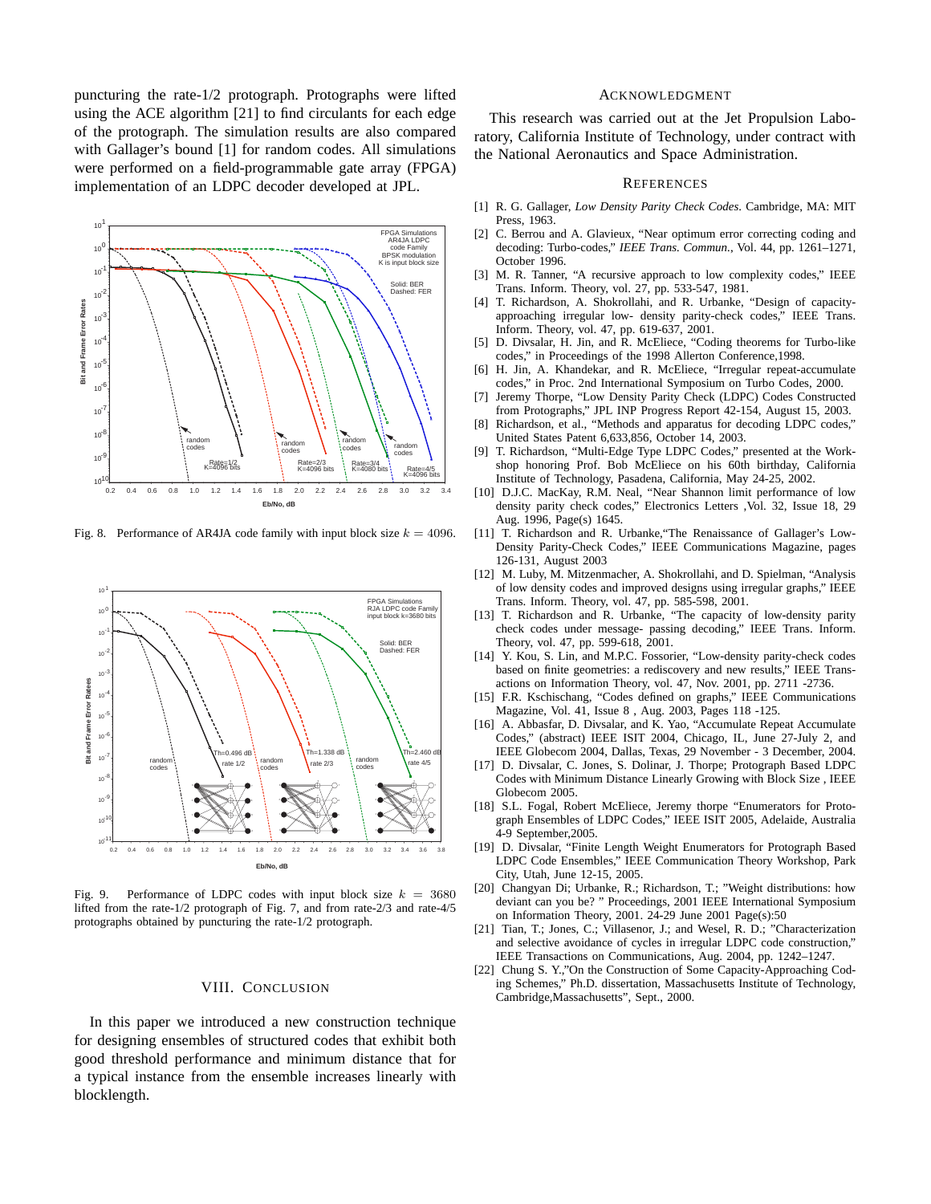puncturing the rate-1/2 protograph. Protographs were lifted using the ACE algorithm [21] to find circulants for each edge of the protograph. The simulation results are also compared with Gallager's bound [1] for random codes. All simulations were performed on a field-programmable gate array (FPGA) implementation of an LDPC decoder developed at JPL.

FPGA Simulations
AR4JA LDPC code Family
BPSK modulation
K is input block size

Solid: BER
Dashed: FER

Bit and Frame Error Rates

Eb/No, dB

random codes
Rate=1/2 K=4096 bits
random codes
Rate=2/3 K=4096 bits
random codes
Rate=3/4 K=4080 bits
random codes
Rate=4/5 K=4096 bits

Fig. 8. Performance of AR4JA code family with input block size $k = 4096$.

FPGA Simulations
RJA LDPC code Family
input block k=3680 bits

Solid: BER
Dashed: FER

Bit and Frame Error Rates

Eb/No, dB

Th=0.496 dB rate 1/2
random codes
Th=1.338 dB rate 2/3
random codes
Th=2.460 dB rate 4/5
random codes

Fig. 9. Performance of LDPC codes with input block size $k = 3680$ lifted from the rate-1/2 protograph of Fig. 7, and from rate-2/3 and rate-4/5 protographs obtained by puncturing the rate-1/2 protograph.

## VIII. Conclusion

In this paper we introduced a new construction technique for designing ensembles of structured codes that exhibit both good threshold performance and minimum distance that for a typical instance from the ensemble increases linearly with blocklength.

## Acknowledgment

This research was carried out at the Jet Propulsion Laboratory, California Institute of Technology, under contract with the National Aeronautics and Space Administration.

## References

[1] R. G. Gallager, *Low Density Parity Check Codes*. Cambridge, MA: MIT Press, 1963.

[2] C. Berrou and A. Glavieux, "Near optimum error correcting coding and decoding: Turbo-codes," *IEEE Trans. Commun.*, Vol. 44, pp. 1261–1271, October 1996.

[3] M. R. Tanner, "A recursive approach to low complexity codes," IEEE Trans. Inform. Theory, vol. 27, pp. 533-547, 1981.

[4] T. Richardson, A. Shokrollahi, and R. Urbanke, "Design of capacity-approaching irregular low- density parity-check codes," IEEE Trans. Inform. Theory, vol. 47, pp. 619-637, 2001.

[5] D. Divsalar, H. Jin, and R. McEliece, "Coding theorems for Turbo-like codes," in Proceedings of the 1998 Allerton Conference,1998.

[6] H. Jin, A. Khandekar, and R. McEliece, "Irregular repeat-accumulate codes," in Proc. 2nd International Symposium on Turbo Codes, 2000.

[7] Jeremy Thorpe, "Low Density Parity Check (LDPC) Codes Constructed from Protographs," JPL INP Progress Report 42-154, August 15, 2003.

[8] Richardson, et al., "Methods and apparatus for decoding LDPC codes," United States Patent 6,633,856, October 14, 2003.

[9] T. Richardson, "Multi-Edge Type LDPC Codes," presented at the Workshop honoring Prof. Bob McEliece on his 60th birthday, California Institute of Technology, Pasadena, California, May 24-25, 2002.

[10] D.J.C. MacKay, R.M. Neal, "Near Shannon limit performance of low density parity check codes," Electronics Letters ,Vol. 32, Issue 18, 29 Aug. 1996, Page(s) 1645.

[11] T. Richardson and R. Urbanke,"The Renaissance of Gallager's Low-Density Parity-Check Codes," IEEE Communications Magazine, pages 126-131, August 2003

[12] M. Luby, M. Mitzenmacher, A. Shokrollahi, and D. Spielman, "Analysis of low density codes and improved designs using irregular graphs," IEEE Trans. Inform. Theory, vol. 47, pp. 585-598, 2001.

[13] T. Richardson and R. Urbanke, "The capacity of low-density parity check codes under message- passing decoding," IEEE Trans. Inform. Theory, vol. 47, pp. 599-618, 2001.

[14] Y. Kou, S. Lin, and M.P.C. Fossorier, "Low-density parity-check codes based on finite geometries: a rediscovery and new results," IEEE Transactions on Information Theory, vol. 47, Nov. 2001, pp. 2711 -2736.

[15] F.R. Kschischang, "Codes defined on graphs," IEEE Communications Magazine, Vol. 41, Issue 8 , Aug. 2003, Pages 118 -125.

[16] A. Abbasfar, D. Divsalar, and K. Yao, "Accumulate Repeat Accumulate Codes," (abstract) IEEE ISIT 2004, Chicago, IL, June 27-July 2, and IEEE Globecom 2004, Dallas, Texas, 29 November - 3 December, 2004.

[17] D. Divsalar, C. Jones, S. Dolinar, J. Thorpe; Protograph Based LDPC Codes with Minimum Distance Linearly Growing with Block Size , IEEE Globecom 2005.

[18] S.L. Fogal, Robert McEliece, Jeremy thorpe "Enumerators for Protograph Ensembles of LDPC Codes," IEEE ISIT 2005, Adelaide, Australia 4-9 September,2005.

[19] D. Divsalar, "Finite Length Weight Enumerators for Protograph Based LDPC Code Ensembles," IEEE Communication Theory Workshop, Park City, Utah, June 12-15, 2005.

[20] Changyan Di; Urbanke, R.; Richardson, T.; "Weight distributions: how deviant can you be? " Proceedings, 2001 IEEE International Symposium on Information Theory, 2001. 24-29 June 2001 Page(s):50

[21] Tian, T.; Jones, C.; Villasenor, J.; and Wesel, R. D.; "Characterization and selective avoidance of cycles in irregular LDPC code construction," IEEE Transactions on Communications, Aug. 2004, pp. 1242–1247.

[22] Chung S. Y.,"On the Construction of Some Capacity-Approaching Coding Schemes," Ph.D. dissertation, Massachusetts Institute of Technology, Cambridge,Massachusetts", Sept., 2000.